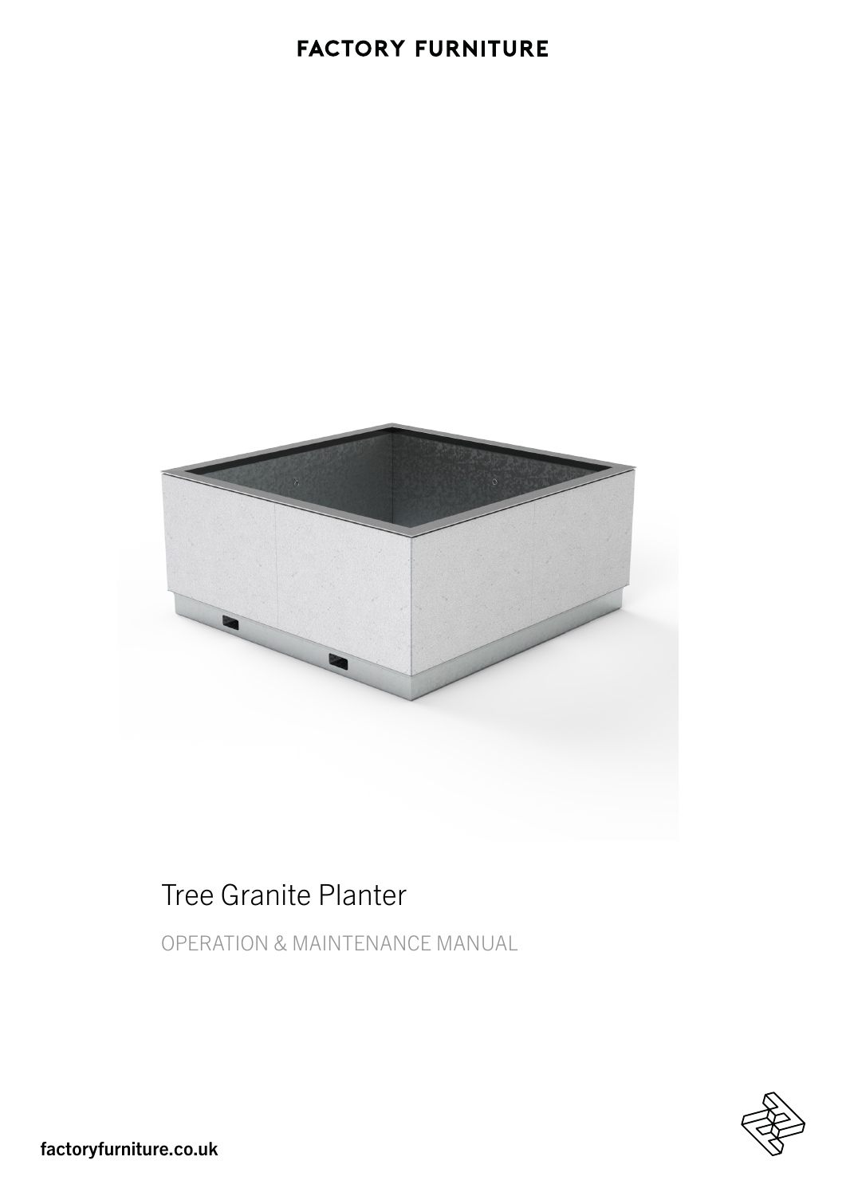FACTORY FURNITURE

# Tree Granite Planter

OPERATION & MAINTENANCE MANUAL

factoryfurniture.co.uk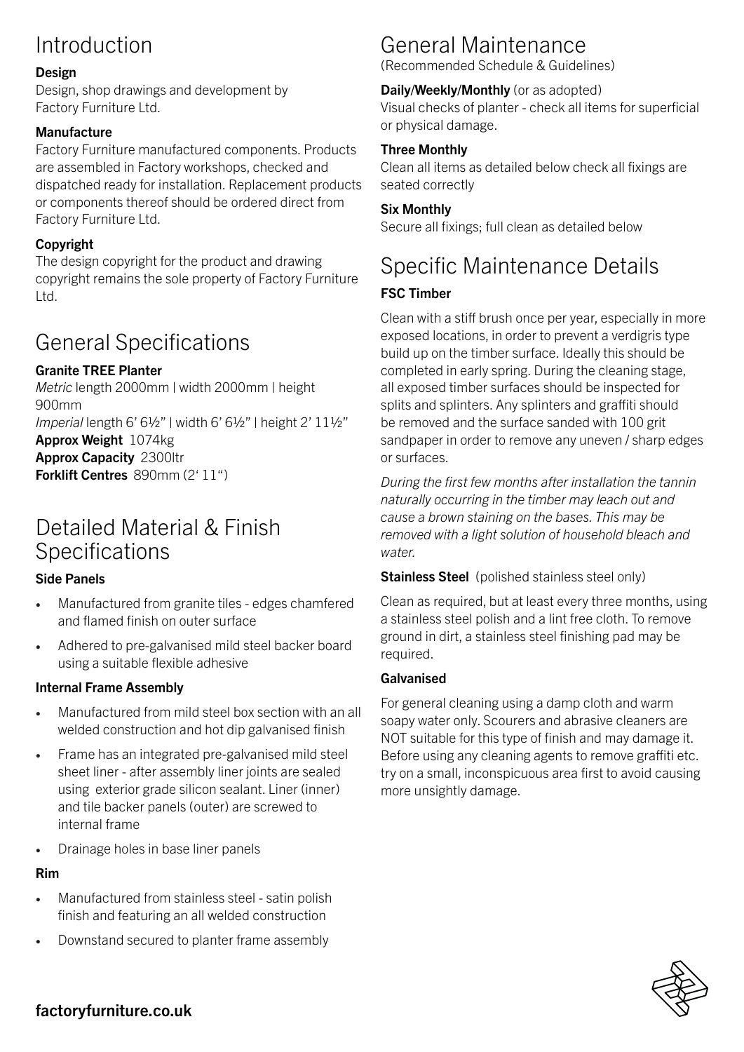# Introduction

**Design**
Design, shop drawings and development by Factory Furniture Ltd.

**Manufacture**
Factory Furniture manufactured components. Products are assembled in Factory workshops, checked and dispatched ready for installation. Replacement products or components thereof should be ordered direct from Factory Furniture Ltd.

**Copyright**
The design copyright for the product and drawing copyright remains the sole property of Factory Furniture Ltd.

# General Specifications

**Granite TREE Planter**
*Metric* length 2000mm | width 2000mm | height 900mm
*Imperial* length 6' 6½" | width 6' 6½" | height 2' 11½"
**Approx Weight** 1074kg
**Approx Capacity** 2300ltr
**Forklift Centres** 890mm (2' 11")

# Detailed Material & Finish Specifications

**Side Panels**

- Manufactured from granite tiles - edges chamfered and flamed finish on outer surface
- Adhered to pre-galvanised mild steel backer board using a suitable flexible adhesive

**Internal Frame Assembly**

- Manufactured from mild steel box section with an all welded construction and hot dip galvanised finish
- Frame has an integrated pre-galvanised mild steel sheet liner - after assembly liner joints are sealed using exterior grade silicon sealant. Liner (inner) and tile backer panels (outer) are screwed to internal frame
- Drainage holes in base liner panels

**Rim**

- Manufactured from stainless steel - satin polish finish and featuring an all welded construction
- Downstand secured to planter frame assembly

# General Maintenance

(Recommended Schedule & Guidelines)

**Daily/Weekly/Monthly** (or as adopted)
Visual checks of planter - check all items for superficial or physical damage.

**Three Monthly**
Clean all items as detailed below check all fixings are seated correctly

**Six Monthly**
Secure all fixings; full clean as detailed below

# Specific Maintenance Details

**FSC Timber**

Clean with a stiff brush once per year, especially in more exposed locations, in order to prevent a verdigris type build up on the timber surface. Ideally this should be completed in early spring. During the cleaning stage, all exposed timber surfaces should be inspected for splits and splinters. Any splinters and graffiti should be removed and the surface sanded with 100 grit sandpaper in order to remove any uneven / sharp edges or surfaces.

*During the first few months after installation the tannin naturally occurring in the timber may leach out and cause a brown staining on the bases. This may be removed with a light solution of household bleach and water.*

**Stainless Steel** (polished stainless steel only)

Clean as required, but at least every three months, using a stainless steel polish and a lint free cloth. To remove ground in dirt, a stainless steel finishing pad may be required.

**Galvanised**

For general cleaning using a damp cloth and warm soapy water only. Scourers and abrasive cleaners are NOT suitable for this type of finish and may damage it. Before using any cleaning agents to remove graffiti etc. try on a small, inconspicuous area first to avoid causing more unsightly damage.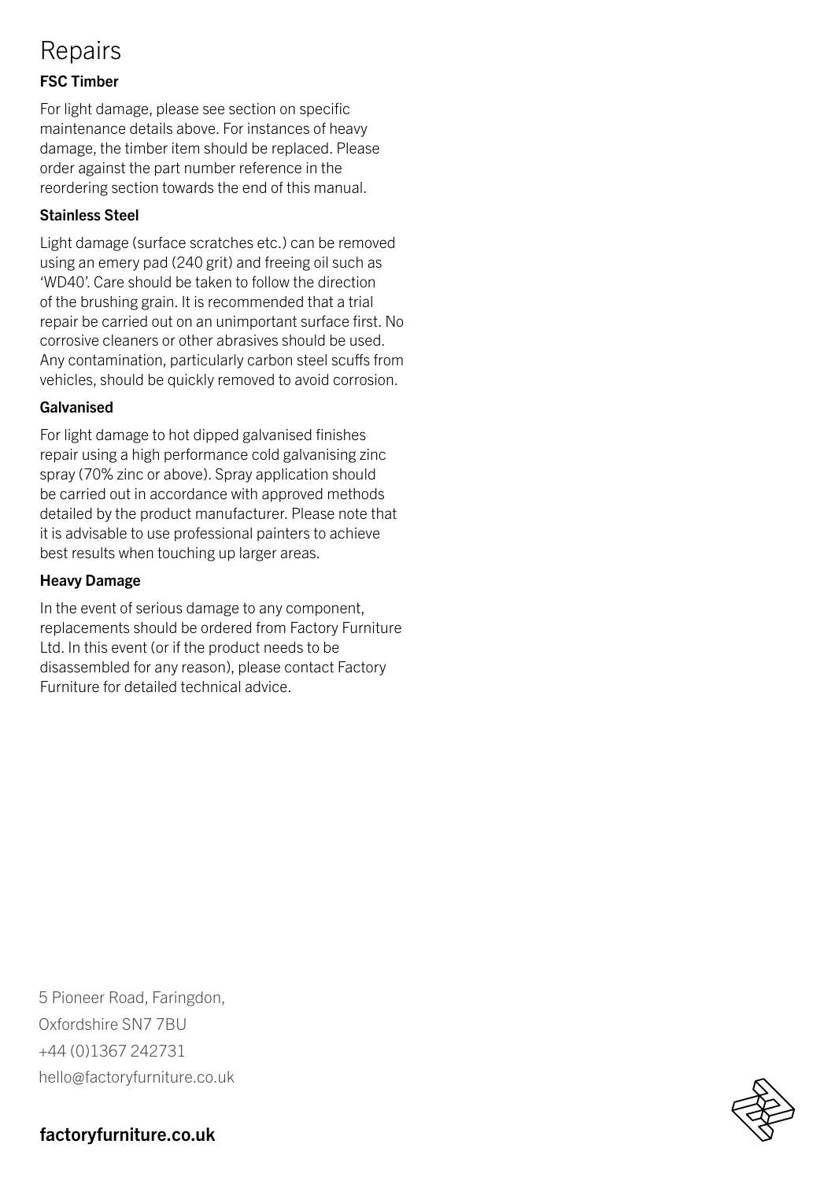# Repairs

### FSC Timber

For light damage, please see section on specific maintenance details above. For instances of heavy damage, the timber item should be replaced. Please order against the part number reference in the reordering section towards the end of this manual.

### Stainless Steel

Light damage (surface scratches etc.) can be removed using an emery pad (240 grit) and freeing oil such as 'WD40'. Care should be taken to follow the direction of the brushing grain. It is recommended that a trial repair be carried out on an unimportant surface first. No corrosive cleaners or other abrasives should be used. Any contamination, particularly carbon steel scuffs from vehicles, should be quickly removed to avoid corrosion.

### Galvanised

For light damage to hot dipped galvanised finishes repair using a high performance cold galvanising zinc spray (70% zinc or above). Spray application should be carried out in accordance with approved methods detailed by the product manufacturer. Please note that it is advisable to use professional painters to achieve best results when touching up larger areas.

### Heavy Damage

In the event of serious damage to any component, replacements should be ordered from Factory Furniture Ltd. In this event (or if the product needs to be disassembled for any reason), please contact Factory Furniture for detailed technical advice.

5 Pioneer Road, Faringdon,
Oxfordshire SN7 7BU
+44 (0)1367 242731
hello@factoryfurniture.co.uk

**factoryfurniture.co.uk**